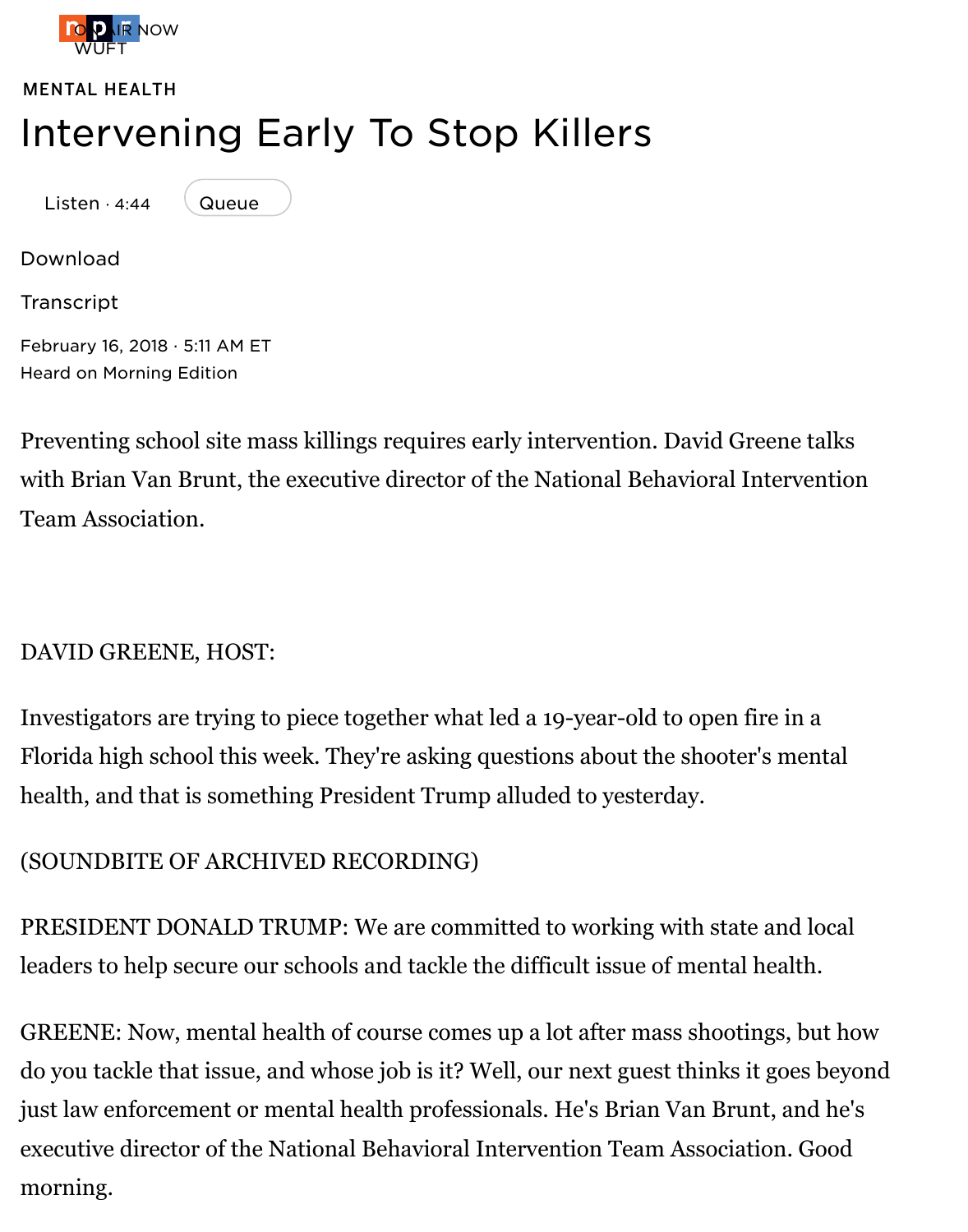MENTAL HEALTH

# Intervening Early To Stop Killers

Listen · 4:44 Queue

Download

Transcript

February 16, 2018 · 5:11 AM ET
Heard on Morning Edition

Preventing school site mass killings requires early intervention. David Greene talks with Brian Van Brunt, the executive director of the National Behavioral Intervention Team Association.

DAVID GREENE, HOST:

Investigators are trying to piece together what led a 19-year-old to open fire in a Florida high school this week. They're asking questions about the shooter's mental health, and that is something President Trump alluded to yesterday.

(SOUNDBITE OF ARCHIVED RECORDING)

PRESIDENT DONALD TRUMP: We are committed to working with state and local leaders to help secure our schools and tackle the difficult issue of mental health.

GREENE: Now, mental health of course comes up a lot after mass shootings, but how do you tackle that issue, and whose job is it? Well, our next guest thinks it goes beyond just law enforcement or mental health professionals. He's Brian Van Brunt, and he's executive director of the National Behavioral Intervention Team Association. Good morning.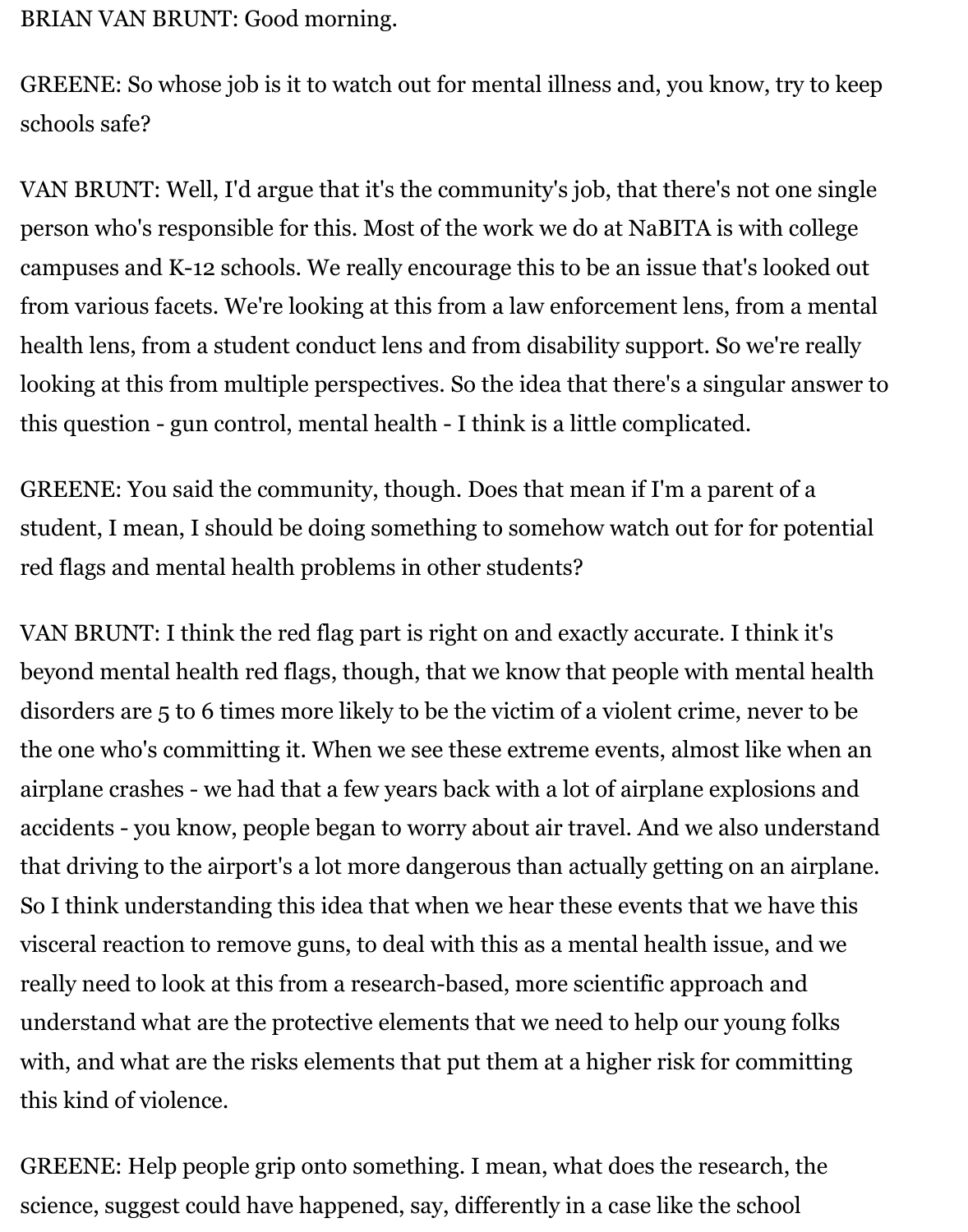BRIAN VAN BRUNT: Good morning.

GREENE: So whose job is it to watch out for mental illness and, you know, try to keep schools safe?

VAN BRUNT: Well, I'd argue that it's the community's job, that there's not one single person who's responsible for this. Most of the work we do at NaBITA is with college campuses and K-12 schools. We really encourage this to be an issue that's looked out from various facets. We're looking at this from a law enforcement lens, from a mental health lens, from a student conduct lens and from disability support. So we're really looking at this from multiple perspectives. So the idea that there's a singular answer to this question - gun control, mental health - I think is a little complicated.

GREENE: You said the community, though. Does that mean if I'm a parent of a student, I mean, I should be doing something to somehow watch out for for potential red flags and mental health problems in other students?

VAN BRUNT: I think the red flag part is right on and exactly accurate. I think it's beyond mental health red flags, though, that we know that people with mental health disorders are 5 to 6 times more likely to be the victim of a violent crime, never to be the one who's committing it. When we see these extreme events, almost like when an airplane crashes - we had that a few years back with a lot of airplane explosions and accidents - you know, people began to worry about air travel. And we also understand that driving to the airport's a lot more dangerous than actually getting on an airplane. So I think understanding this idea that when we hear these events that we have this visceral reaction to remove guns, to deal with this as a mental health issue, and we really need to look at this from a research-based, more scientific approach and understand what are the protective elements that we need to help our young folks with, and what are the risks elements that put them at a higher risk for committing this kind of violence.

GREENE: Help people grip onto something. I mean, what does the research, the science, suggest could have happened, say, differently in a case like the school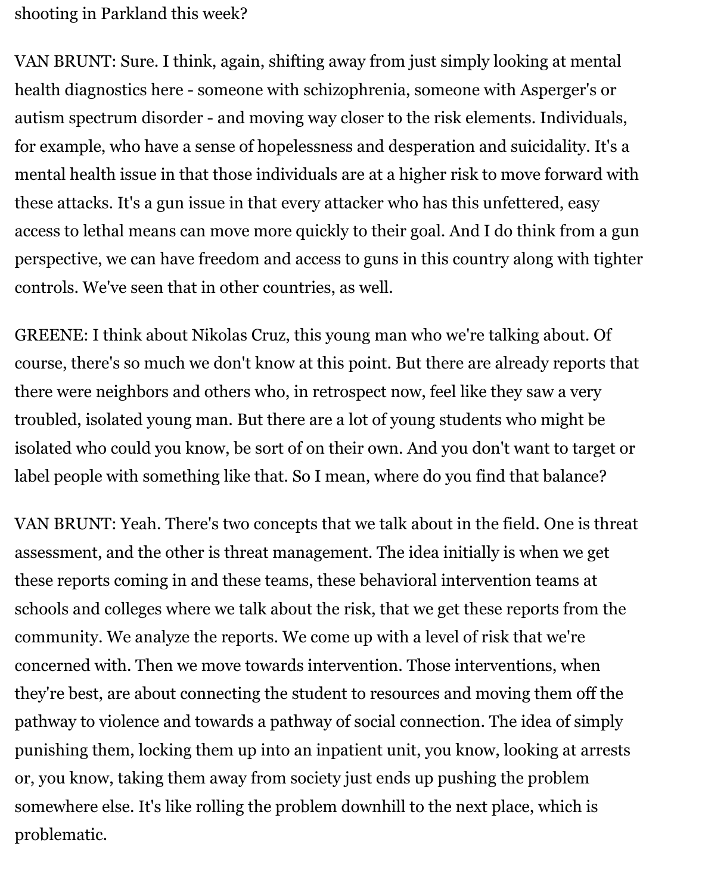shooting in Parkland this week?

VAN BRUNT: Sure. I think, again, shifting away from just simply looking at mental health diagnostics here - someone with schizophrenia, someone with Asperger's or autism spectrum disorder - and moving way closer to the risk elements. Individuals, for example, who have a sense of hopelessness and desperation and suicidality. It's a mental health issue in that those individuals are at a higher risk to move forward with these attacks. It's a gun issue in that every attacker who has this unfettered, easy access to lethal means can move more quickly to their goal. And I do think from a gun perspective, we can have freedom and access to guns in this country along with tighter controls. We've seen that in other countries, as well.

GREENE: I think about Nikolas Cruz, this young man who we're talking about. Of course, there's so much we don't know at this point. But there are already reports that there were neighbors and others who, in retrospect now, feel like they saw a very troubled, isolated young man. But there are a lot of young students who might be isolated who could you know, be sort of on their own. And you don't want to target or label people with something like that. So I mean, where do you find that balance?

VAN BRUNT: Yeah. There's two concepts that we talk about in the field. One is threat assessment, and the other is threat management. The idea initially is when we get these reports coming in and these teams, these behavioral intervention teams at schools and colleges where we talk about the risk, that we get these reports from the community. We analyze the reports. We come up with a level of risk that we're concerned with. Then we move towards intervention. Those interventions, when they're best, are about connecting the student to resources and moving them off the pathway to violence and towards a pathway of social connection. The idea of simply punishing them, locking them up into an inpatient unit, you know, looking at arrests or, you know, taking them away from society just ends up pushing the problem somewhere else. It's like rolling the problem downhill to the next place, which is problematic.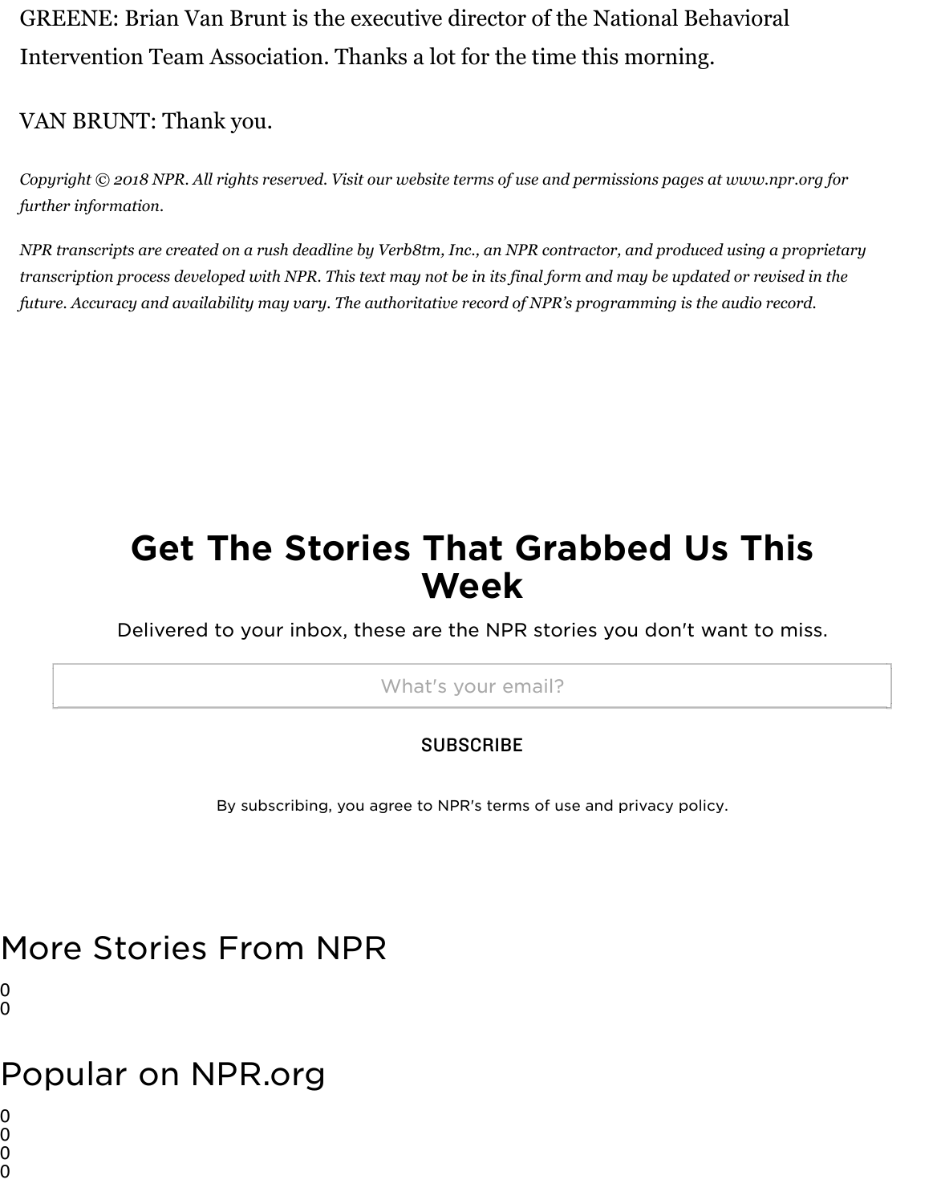GREENE: Brian Van Brunt is the executive director of the National Behavioral Intervention Team Association. Thanks a lot for the time this morning.

VAN BRUNT: Thank you.

*Copyright © 2018 NPR. All rights reserved. Visit our website terms of use and permissions pages at www.npr.org for further information.*

*NPR transcripts are created on a rush deadline by Verb8tm, Inc., an NPR contractor, and produced using a proprietary transcription process developed with NPR. This text may not be in its final form and may be updated or revised in the future. Accuracy and availability may vary. The authoritative record of NPR's programming is the audio record.*

## Get The Stories That Grabbed Us This Week

Delivered to your inbox, these are the NPR stories you don't want to miss.

What's your email?

SUBSCRIBE

By subscribing, you agree to NPR's terms of use and privacy policy.

# More Stories From NPR

0
0

# Popular on NPR.org

0
0
0
0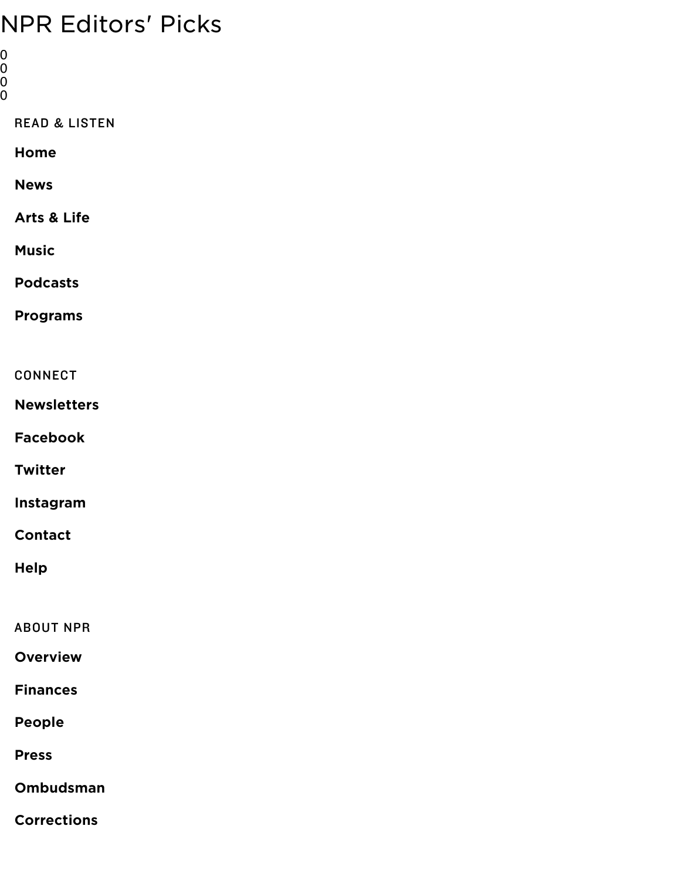NPR Editors' Picks

0
0
0
0

READ & LISTEN

**Home**

**News**

**Arts & Life**

**Music**

**Podcasts**

**Programs**

CONNECT

**Newsletters**

**Facebook**

**Twitter**

**Instagram**

**Contact**

**Help**

ABOUT NPR

**Overview**

**Finances**

**People**

**Press**

**Ombudsman**

**Corrections**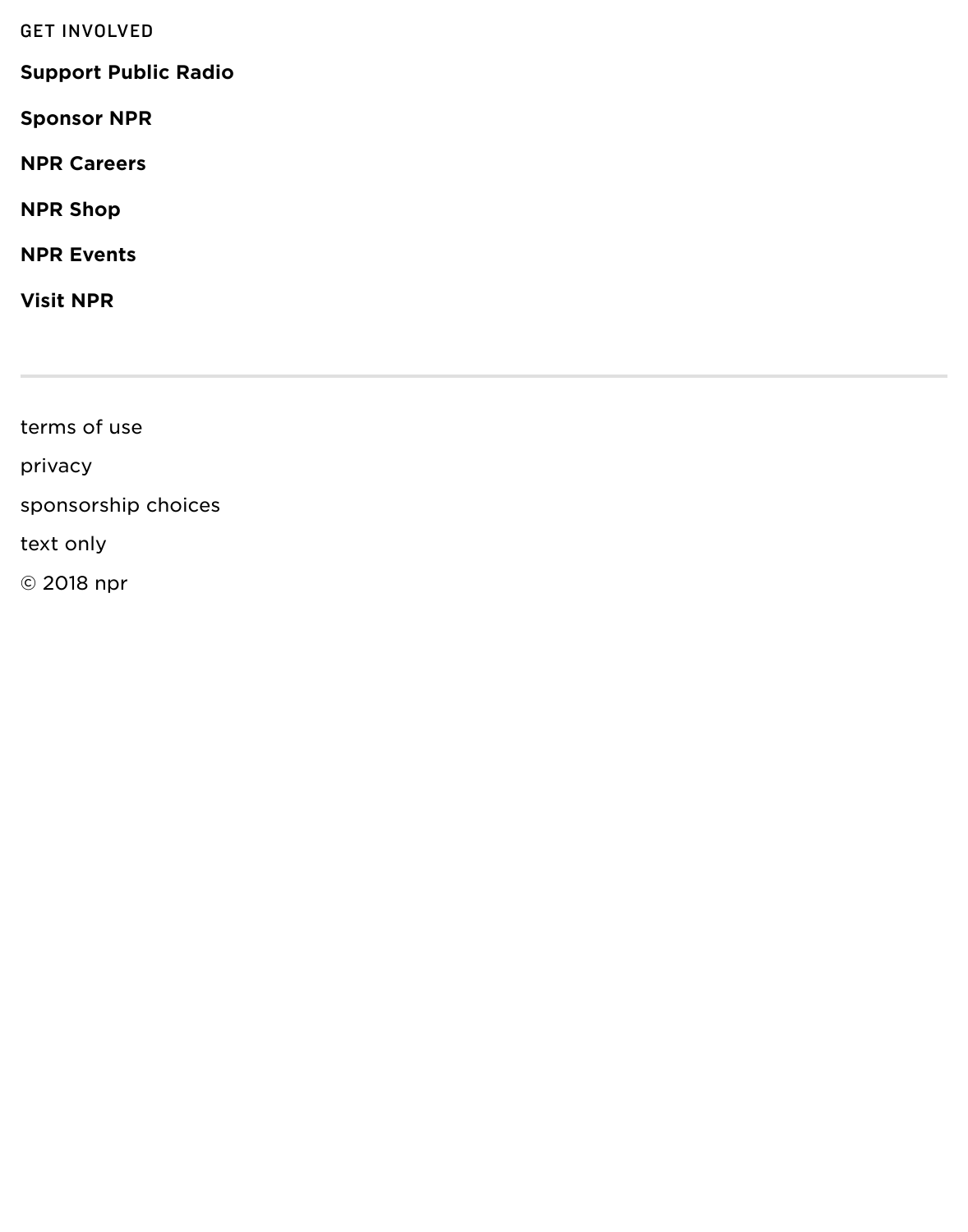GET INVOLVED

**Support Public Radio**

**Sponsor NPR**

**NPR Careers**

**NPR Shop**

**NPR Events**

**Visit NPR**

---

terms of use

privacy

sponsorship choices

text only

© 2018 npr